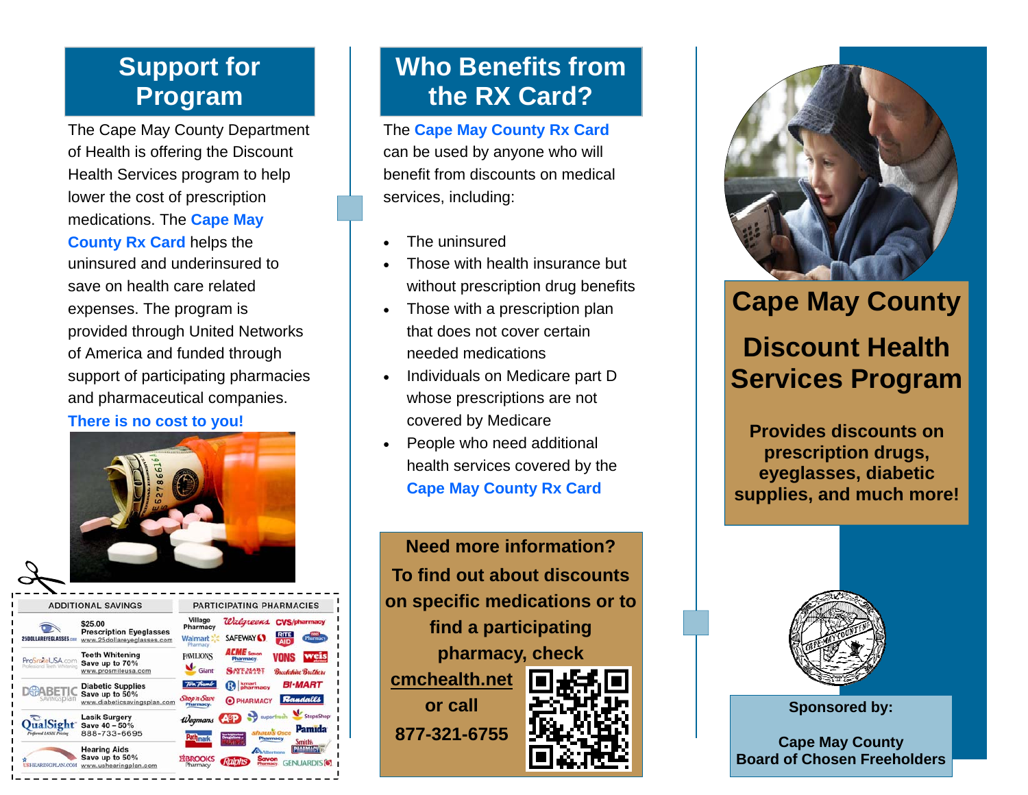## Support for Program

The Cape May County Department of Health is offering the Discount Health Services program to help lower the cost of prescription medications. The **Cape May County Rx Card** helps the uninsured and underinsured to save on health care related expenses. The program is provided through United Networks of America and funded through support of participating pharmacies and pharmaceutical companies.

**There is no cost to you!**

| ADDITIONAL SAVINGS | PARTICIPATING PHARMACIES |
| --- | --- |
| 25DOLLAREYEGLASSES.com — $25.00 Prescription Eyeglasses — www.25dollareyeglasses.com | Village Pharmacy, Walgreens, CVS/pharmacy |
| ProSmileUSA.com — Teeth Whitening Save up to 70% — www.prosmileusa.com | Walmart Pharmacy, Safeway, Rite Aid, Pharmacy |
| Diabetic Savings Plan — Diabetic Supplies Save up to 50% — www.diabeticsavingsplan.com | Pavilions, Acme Savon Pharmacy, Vons, Weis |
| QualSight — Lasik Surgery Save 40 – 50% — 888-733-6695 | Giant, Save Mart, Brookshire Brothers |
| USHearingPlan.com — Hearing Aids Save up to 50% — www.ushearingplan.com | Tom Thumb, Kmart pharmacy, Bi-Mart |
| | Shop n Save Pharmacy, Pharmacy, Randalls |
| | Wegmans, A&P, Superfresh, Stop&Shop |
| | Pathmark, Drugstore, Shaw's Osco Pharmacy, Pamida |
| | Albertsons, Smith's Pharmacy |
| | Brooks Pharmacy, Ralphs, Savon Pharmacy, Genuardi's |

## Who Benefits from the RX Card?

The **Cape May County Rx Card** can be used by anyone who will benefit from discounts on medical services, including:

- The uninsured
- Those with health insurance but without prescription drug benefits
- Those with a prescription plan that does not cover certain needed medications
- Individuals on Medicare part D whose prescriptions are not covered by Medicare
- People who need additional health services covered by the **Cape May County Rx Card**

**Need more information? To find out about discounts on specific medications or to find a participating pharmacy, check**

**cmchealth.net**

**or call**

**877-321-6755**

# Cape May County

# Discount Health Services Program

**Provides discounts on prescription drugs, eyeglasses, diabetic supplies, and much more!**

**Sponsored by:**

**Cape May County Board of Chosen Freeholders**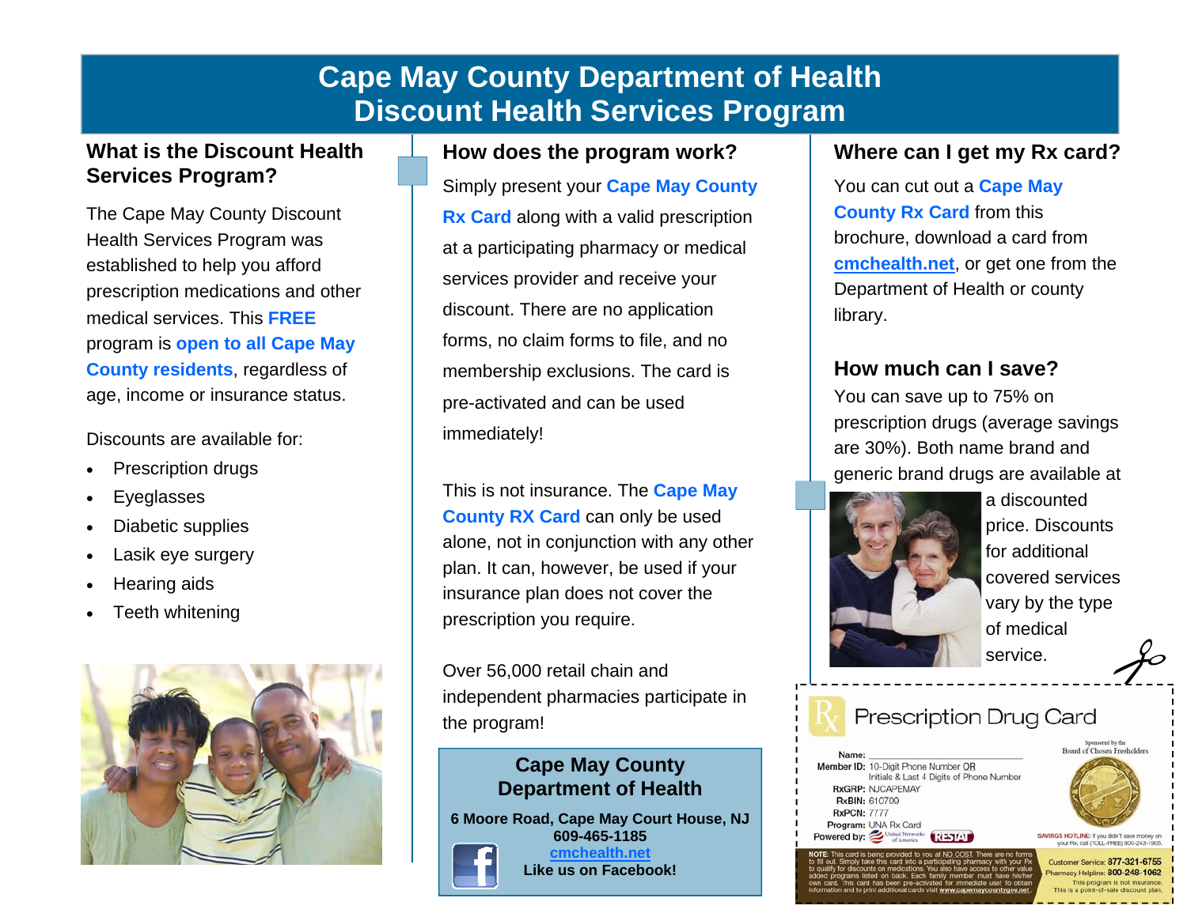# Cape May County Department of Health
# Discount Health Services Program

## What is the Discount Health Services Program?

The Cape May County Discount Health Services Program was established to help you afford prescription medications and other medical services. This **FREE** program is **open to all Cape May County residents**, regardless of age, income or insurance status.

Discounts are available for:

- Prescription drugs
- Eyeglasses
- Diabetic supplies
- Lasik eye surgery
- Hearing aids
- Teeth whitening

## How does the program work?

Simply present your **Cape May County Rx Card** along with a valid prescription at a participating pharmacy or medical services provider and receive your discount. There are no application forms, no claim forms to file, and no membership exclusions. The card is pre-activated and can be used immediately!

This is not insurance. The **Cape May County RX Card** can only be used alone, not in conjunction with any other plan. It can, however, be used if your insurance plan does not cover the prescription you require.

Over 56,000 retail chain and independent pharmacies participate in the program!

**Cape May County Department of Health**

**6 Moore Road, Cape May Court House, NJ**
**609-465-1185**
**cmchealth.net**
**Like us on Facebook!**

## Where can I get my Rx card?

You can cut out a **Cape May County Rx Card** from this brochure, download a card from **cmchealth.net**, or get one from the Department of Health or county library.

## How much can I save?

You can save up to 75% on prescription drugs (average savings are 30%). Both name brand and generic brand drugs are available at a discounted price. Discounts for additional covered services vary by the type of medical service.

Prescription Drug Card

Sponsored by the Board of Chosen Freeholders

Name:
Member ID: 10-Digit Phone Number OR Initials & Last 4 Digits of Phone Number
RxGRP: NJCAPEMAY
RxBIN: 610709
RxPCN: 7777
Program: UNA Rx Card
Powered by: United Networks of America RESTAT

SAVINGS HOTLINE: If you didn't save money on your Rx, call (TOLL-FREE) 800-243-1905.

NOTE: This card is being provided to you at NO COST. There are no forms to fill out. Simply take this card into a participating pharmacy with your Rx to qualify for discounts on medications. You also have access to other value added programs listed on back. Each family member must have his/her own card. This card has been pre-activated for immediate use! To obtain information and to print additional cards visit www.capemaycountygov.net.

Customer Service: 877-321-6755
Pharmacy Helpline: 800-248-1062
This program is not insurance.
This is a point-of-sale discount plan.